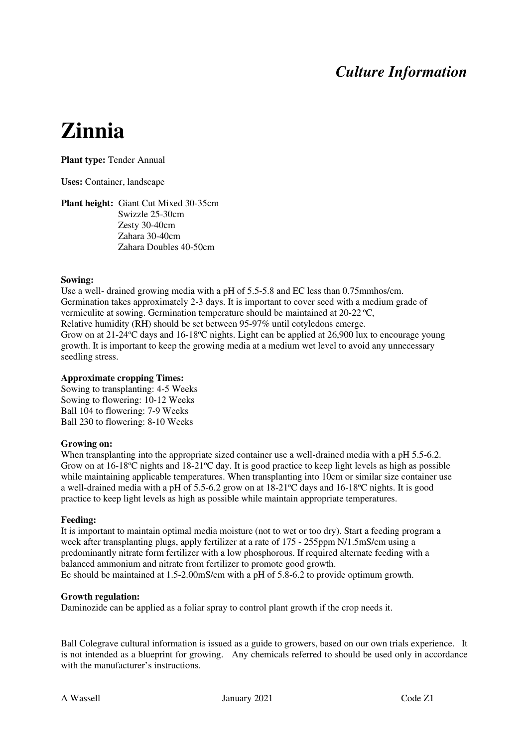*Culture Information*

# Zinnia

**Plant type:** Tender Annual

**Uses:** Container, landscape

**Plant height:** Giant Cut Mixed 30-35cm
Swizzle 25-30cm
Zesty 30-40cm
Zahara 30-40cm
Zahara Doubles 40-50cm

**Sowing:**
Use a well- drained growing media with a pH of 5.5-5.8 and EC less than 0.75mmhos/cm. Germination takes approximately 2-3 days. It is important to cover seed with a medium grade of vermiculite at sowing. Germination temperature should be maintained at 20-22 ºC,
Relative humidity (RH) should be set between 95-97% until cotyledons emerge.
Grow on at 21-24ºC days and 16-18ºC nights. Light can be applied at 26,900 lux to encourage young growth. It is important to keep the growing media at a medium wet level to avoid any unnecessary seedling stress.

**Approximate cropping Times:**
Sowing to transplanting: 4-5 Weeks
Sowing to flowering: 10-12 Weeks
Ball 104 to flowering: 7-9 Weeks
Ball 230 to flowering: 8-10 Weeks

**Growing on:**
When transplanting into the appropriate sized container use a well-drained media with a pH 5.5-6.2. Grow on at 16-18ºC nights and 18-21ºC day. It is good practice to keep light levels as high as possible while maintaining applicable temperatures. When transplanting into 10cm or similar size container use a well-drained media with a pH of 5.5-6.2 grow on at 18-21ºC days and 16-18ºC nights. It is good practice to keep light levels as high as possible while maintain appropriate temperatures.

**Feeding:**
It is important to maintain optimal media moisture (not to wet or too dry). Start a feeding program a week after transplanting plugs, apply fertilizer at a rate of 175 - 255ppm N/1.5mS/cm using a predominantly nitrate form fertilizer with a low phosphorous. If required alternate feeding with a balanced ammonium and nitrate from fertilizer to promote good growth.
Ec should be maintained at 1.5-2.00mS/cm with a pH of 5.8-6.2 to provide optimum growth.

**Growth regulation:**
Daminozide can be applied as a foliar spray to control plant growth if the crop needs it.

Ball Colegrave cultural information is issued as a guide to growers, based on our own trials experience. It is not intended as a blueprint for growing. Any chemicals referred to should be used only in accordance with the manufacturer's instructions.

A Wassell January 2021 Code Z1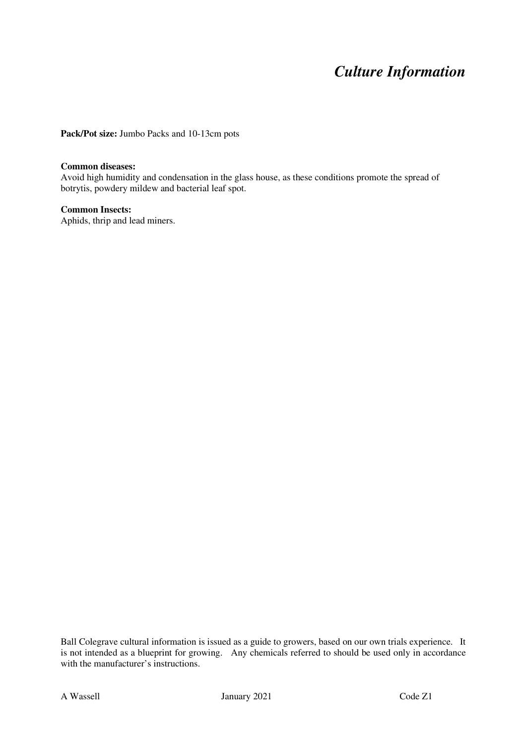# *Culture Information*

**Pack/Pot size:** Jumbo Packs and 10-13cm pots

**Common diseases:**
Avoid high humidity and condensation in the glass house, as these conditions promote the spread of botrytis, powdery mildew and bacterial leaf spot.

**Common Insects:**
Aphids, thrip and lead miners.

Ball Colegrave cultural information is issued as a guide to growers, based on our own trials experience. It is not intended as a blueprint for growing. Any chemicals referred to should be used only in accordance with the manufacturer's instructions.

A Wassell January 2021 Code Z1